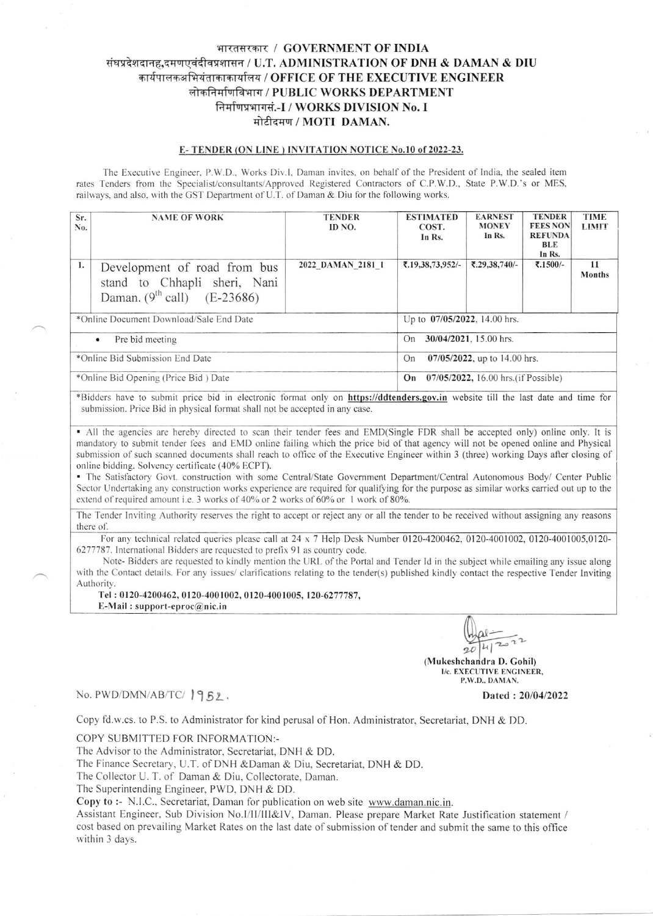# भारतसरकार / GOVERNMENT OF INDIA
# संघप्रदेशदानह,दमणएवंदीवप्रशासन / U.T. ADMINISTRATION OF DNH & DAMAN & DIU
# कार्यपालकअभियंताकाकार्यालय / OFFICE OF THE EXECUTIVE ENGINEER
# लोकनिर्माणविभाग / PUBLIC WORKS DEPARTMENT
# निर्माणप्रभागसं.-I / WORKS DIVISION No. I
# मोटीदमण / MOTI DAMAN.

## E- TENDER (ON LINE ) INVITATION NOTICE No.10 of 2022-23.

The Executive Engineer, P.W.D., Works Div.I, Daman invites, on behalf of the President of India, the sealed item rates Tenders from the Specialist/consultants/Approved Registered Contractors of C.P.W.D., State P.W.D.'s or MES, railways, and also, with the GST Department of U.T. of Daman & Diu for the following works.

| Sr. No. | NAME OF WORK | TENDER ID NO. | ESTIMATED COST. In Rs. | EARNEST MONEY In Rs. | TENDER FEES NON REFUNDABLE In Rs. | TIME LIMIT |
|---|---|---|---|---|---|---|
| 1. | Development of road from bus stand to Chhapli sheri, Nani Daman. (9$^{th}$ call) (E-23686) | 2022_DAMAN_2181_1 | ₹.19,38,73,952/- | ₹.29,38,740/- | ₹.1500/- | 11 Months |
| *Online Document Download/Sale End Date | | | Up to **07/05/2022**, 14.00 hrs. | | | |
| • Pre bid meeting | | | On **30/04/2021**, 15.00 hrs. | | | |
| *Online Bid Submission End Date | | | On **07/05/2022**, up to 14.00 hrs. | | | |
| *Online Bid Opening (Price Bid ) Date | | | **On 07/05/2022**, 16.00 hrs.(if Possible) | | | |

*Bidders have to submit price bid in electronic format only on **https://ddtenders.gov.in** website till the last date and time for submission. Price Bid in physical format shall not be accepted in any case.

- All the agencies are hereby directed to scan their tender fees and EMD(Single FDR shall be accepted only) online only. It is mandatory to submit tender fees and EMD online failing which the price bid of that agency will not be opened online and Physical submission of such scanned documents shall reach to office of the Executive Engineer within 3 (three) working Days after closing of online bidding. Solvency certificate (40% ECPT).
- The Satisfactory Govt. construction with some Central/State Government Department/Central Autonomous Body/ Center Public Sector Undertaking any construction works experience are required for qualifying for the purpose as similar works carried out up to the extend of required amount i.e. 3 works of 40% or 2 works of 60% or 1 work of 80%.

The Tender Inviting Authority reserves the right to accept or reject any or all the tender to be received without assigning any reasons there of.

For any technical related queries please call at 24 x 7 Help Desk Number 0120-4200462, 0120-4001002, 0120-4001005,0120-6277787. International Bidders are requested to prefix 91 as country code.

Note- Bidders are requested to kindly mention the URL of the Portal and Tender Id in the subject while emailing any issue along with the Contact details. For any issues/ clarifications relating to the tender(s) published kindly contact the respective Tender Inviting Authority.

**Tel : 0120-4200462, 0120-4001002, 0120-4001005, 120-6277787,**
**E-Mail : support-eproc@nic.in**

20/4/2022

**(Mukeshchandra D. Gohil)**
**I/c. EXECUTIVE ENGINEER,**
**P.W.D., DAMAN.**

No. PWD/DMN/AB/TC/ 1952. **Dated : 20/04/2022**

Copy fd.w.cs. to P.S. to Administrator for kind perusal of Hon. Administrator, Secretariat, DNH & DD.

COPY SUBMITTED FOR INFORMATION:-

The Advisor to the Administrator, Secretariat, DNH & DD.

The Finance Secretary, U.T. of DNH &Daman & Diu, Secretariat, DNH & DD.

The Collector U. T. of Daman & Diu, Collectorate, Daman.

The Superintending Engineer, PWD, DNH & DD.

**Copy to :-** N.I.C., Secretariat, Daman for publication on web site www.daman.nic.in.

Assistant Engineer, Sub Division No.I/II/III&IV, Daman. Please prepare Market Rate Justification statement / cost based on prevailing Market Rates on the last date of submission of tender and submit the same to this office within 3 days.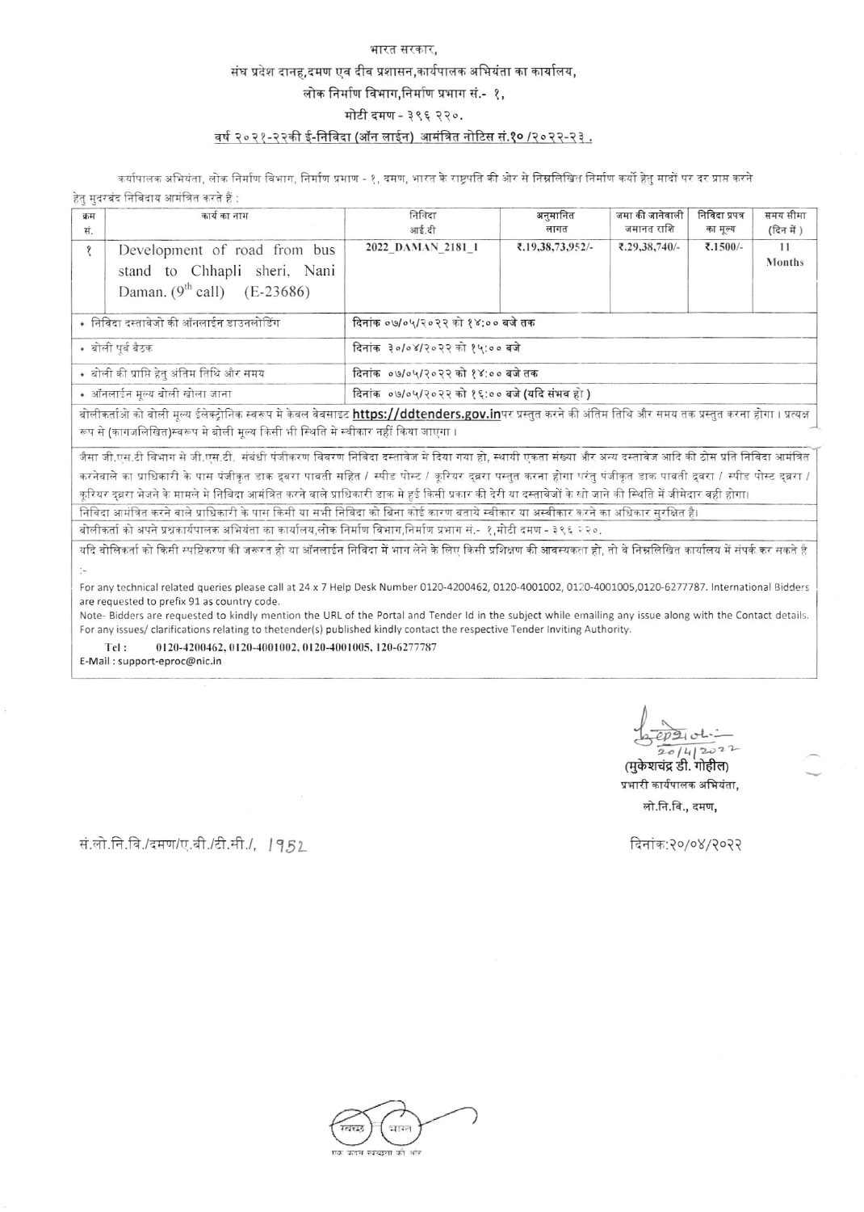भारत सरकार,

संघ प्रदेश दानह,दमण एव दीव प्रशासन,कार्यपालक अभियंता का कार्यालय,

लोक निर्माण विभाग,निर्माण प्रभाग सं.- १,

मोटी दमण - ३९६ २२०.

**वर्ष २०२१-२२की ई-निविदा (ऑन लाईन) आमंत्रित नोटिस सं.१० /२०२२-२३ .**

कार्यपालक अभियंता, लोक निर्माण विभाग, निर्माण प्रभाग - १, दमण, भारत के राष्ट्रपति की ओर से निम्नलिखित निर्माण कार्यों हेतु मदों पर दर प्राप्त करने हेतु मुहरबंद निविदाय आमंत्रित करते हैं :

| क्रम सं. | कार्य का नाम | निविदा आई.डी | अनुमानित लागत | जमा की जानेवाली जमानत राशि | निविदा प्रपत्र का मूल्य | समय सीमा (दिन में ) |
|---|---|---|---|---|---|---|
| १ | Development of road from bus stand to Chhapli sheri, Nani Daman. (9th call) (E-23686) | 2022_DAMAN_2181_1 | ₹.19,38,73,952/- | ₹.29,38,740/- | ₹.1500/- | 11 Months |

| | |
|---|---|
| • निविदा दस्तावेजो की ऑनलाईन डाउनलोडिंग | **दिनांक ०७/०५/२०२२ को १४:०० बजे तक** |
| • बोली पूर्व बैठक | **दिनांक ३०/०४/२०२२ को १५:०० बजे** |
| • बोली की प्राप्ति हेतु अंतिम तिथि और समय | **दिनांक ०७/०५/२०२२ को १४:०० बजे तक** |
| • ऑनलाईन मूल्य बोली खोला जाना | **दिनांक ०७/०५/२०२२ को १६:०० बजे (यदि संभव हो )** |

बोलीकर्ताओ को बोली मूल्य ईलेक्ट्रोनिक स्वरूप मे केवल वेबसाइट **https://ddtenders.gov.in**पर प्रस्तुत करने की अंतिम तिथि और समय तक प्रस्तुत करना होगा । प्रत्यक्ष रूप से (कागजलिखित)स्वरूप मे बोली मूल्य किसी भी स्थिति मे स्वीकार नहीं किया जाएगा ।

जैसा जी.एस.टी विभाग से जी.एस.टी. संबंधी पंजीकरण विवरण निविदा दस्तावेज मे दिया गया हो, स्थायी एकता संख्या और अन्य दस्तावेज आदि की ठोस प्रति निविदा आमंत्रित करनेवाले का प्राधिकारी के पास पंजीकृत डाक द्वरा पावती सहित / स्पीड पोस्ट / कूरियर द्वारा पस्तुत करना होगा परंतु पंजीकृत डाक पावती द्वारा / स्पीड पोस्ट द्वारा / कूरियर द्वरा भेजने के मामले मे निविदा आमंत्रित करने वाले प्राधिकारी डाक मे हुई किसी प्रकार की देरी या दस्ताबेजों के खो जाने की स्थिति में जीमेदार नही होगा।

निविदा आमंत्रित करने वाले प्राधिकारी के पास किसी या सभी निविदा को बिना कोई कारण बताये स्वीकार या अस्वीकार करने का अधिकार सुरक्षित है।

बोलीकर्ता को अपने प्रश्नकार्यपालक अभियंता का कार्यालय,लोक निर्माण विभाग,निर्माण प्रभाग सं.- १,मोटी दमण - ३९६ २२०.

यदि बोलिकर्ता को किसी स्पष्टिकरण की जरूरत हो या ऑनलाईन निविदा में भाग लेने के लिए किसी प्रशिक्षण की आवस्यकता हो, तो वे निम्नलिखित कार्यालय में संपर्क कर सकते है :-

For any technical related queries please call at 24 x 7 Help Desk Number 0120-4200462, 0120-4001002, 0120-4001005,0120-6277787. International Bidders are requested to prefix 91 as country code.

Note- Bidders are requested to kindly mention the URL of the Portal and Tender Id in the subject while emailing any issue along with the Contact details. For any issues/ clarifications relating to thetender(s) published kindly contact the respective Tender Inviting Authority.

Tel : 0120-4200462, 0120-4001002, 0120-4001005, 120-6277787

E-Mail : support-eproc@nic.in

20/4/2022

(मुकेशचंद्र डी. गोहील)

प्रभारी कार्यपालक अभियंता,

लो.नि.वि., दमण,

सं.लो.नि.वि./दमण/ए.बी./टी.सी./, 1952

दिनांक:२०/०४/२०२२

स्वच्छ भारत

एक कदम स्वच्छता की ओर